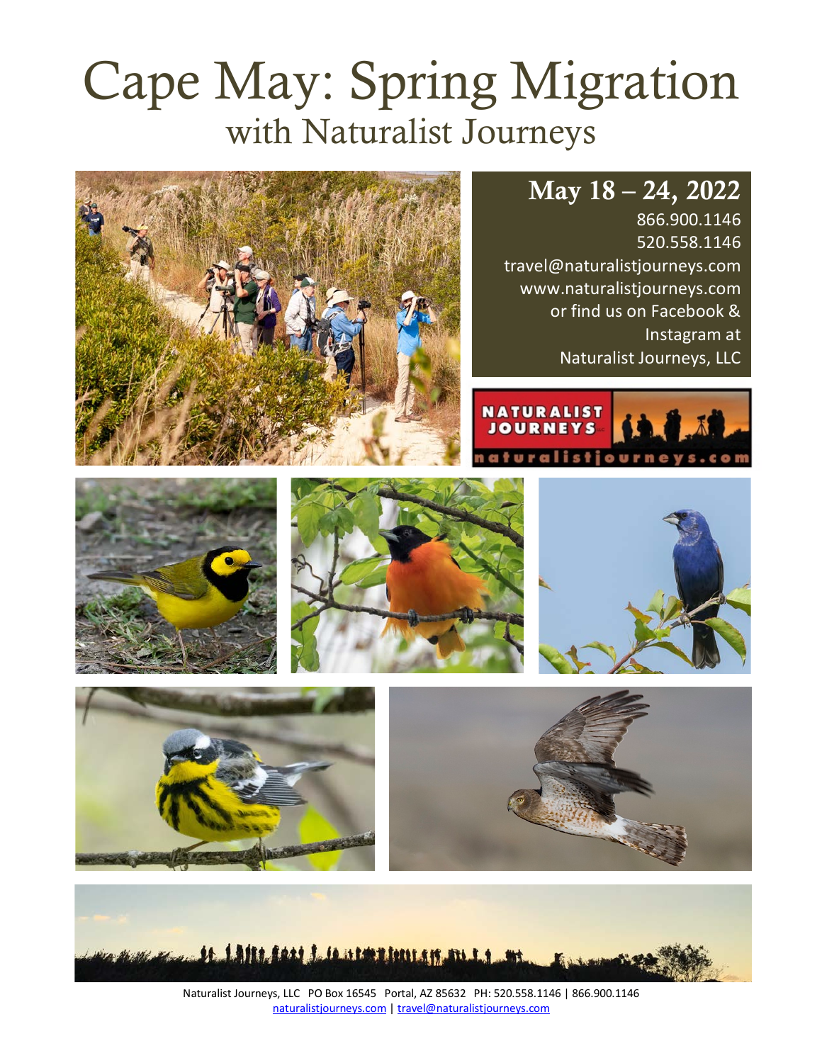# Cape May: Spring Migration
## with Naturalist Journeys

**May 18 – 24, 2022**

866.900.1146
520.558.1146
travel@naturalistjourneys.com
www.naturalistjourneys.com
or find us on Facebook & Instagram at Naturalist Journeys, LLC

Naturalist Journeys, LLC PO Box 16545 Portal, AZ 85632 PH: 520.558.1146 | 866.900.1146
naturalistjourneys.com | travel@naturalistjourneys.com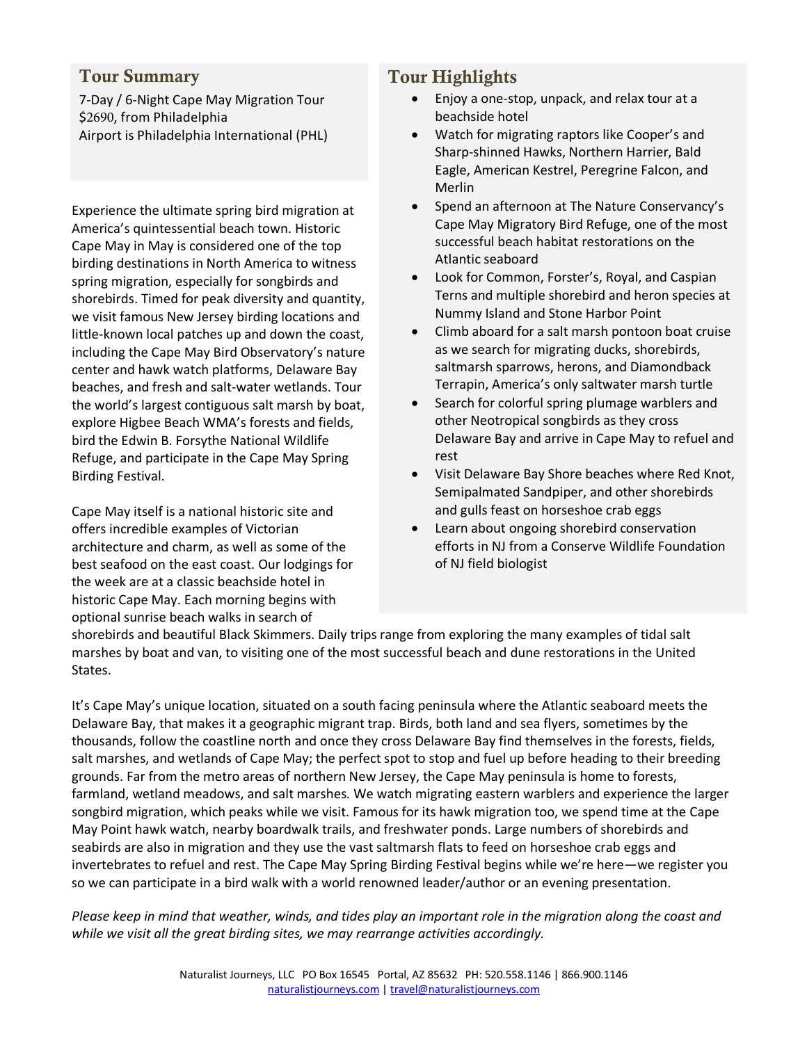## Tour Summary

7-Day / 6-Night Cape May Migration Tour
$2690, from Philadelphia
Airport is Philadelphia International (PHL)

Experience the ultimate spring bird migration at America's quintessential beach town. Historic Cape May in May is considered one of the top birding destinations in North America to witness spring migration, especially for songbirds and shorebirds. Timed for peak diversity and quantity, we visit famous New Jersey birding locations and little-known local patches up and down the coast, including the Cape May Bird Observatory's nature center and hawk watch platforms, Delaware Bay beaches, and fresh and salt-water wetlands. Tour the world's largest contiguous salt marsh by boat, explore Higbee Beach WMA's forests and fields, bird the Edwin B. Forsythe National Wildlife Refuge, and participate in the Cape May Spring Birding Festival.

Cape May itself is a national historic site and offers incredible examples of Victorian architecture and charm, as well as some of the best seafood on the east coast. Our lodgings for the week are at a classic beachside hotel in historic Cape May. Each morning begins with optional sunrise beach walks in search of shorebirds and beautiful Black Skimmers. Daily trips range from exploring the many examples of tidal salt marshes by boat and van, to visiting one of the most successful beach and dune restorations in the United States.

## Tour Highlights

- Enjoy a one-stop, unpack, and relax tour at a beachside hotel
- Watch for migrating raptors like Cooper's and Sharp-shinned Hawks, Northern Harrier, Bald Eagle, American Kestrel, Peregrine Falcon, and Merlin
- Spend an afternoon at The Nature Conservancy's Cape May Migratory Bird Refuge, one of the most successful beach habitat restorations on the Atlantic seaboard
- Look for Common, Forster's, Royal, and Caspian Terns and multiple shorebird and heron species at Nummy Island and Stone Harbor Point
- Climb aboard for a salt marsh pontoon boat cruise as we search for migrating ducks, shorebirds, saltmarsh sparrows, herons, and Diamondback Terrapin, America's only saltwater marsh turtle
- Search for colorful spring plumage warblers and other Neotropical songbirds as they cross Delaware Bay and arrive in Cape May to refuel and rest
- Visit Delaware Bay Shore beaches where Red Knot, Semipalmated Sandpiper, and other shorebirds and gulls feast on horseshoe crab eggs
- Learn about ongoing shorebird conservation efforts in NJ from a Conserve Wildlife Foundation of NJ field biologist

It's Cape May's unique location, situated on a south facing peninsula where the Atlantic seaboard meets the Delaware Bay, that makes it a geographic migrant trap. Birds, both land and sea flyers, sometimes by the thousands, follow the coastline north and once they cross Delaware Bay find themselves in the forests, fields, salt marshes, and wetlands of Cape May; the perfect spot to stop and fuel up before heading to their breeding grounds. Far from the metro areas of northern New Jersey, the Cape May peninsula is home to forests, farmland, wetland meadows, and salt marshes. We watch migrating eastern warblers and experience the larger songbird migration, which peaks while we visit. Famous for its hawk migration too, we spend time at the Cape May Point hawk watch, nearby boardwalk trails, and freshwater ponds. Large numbers of shorebirds and seabirds are also in migration and they use the vast saltmarsh flats to feed on horseshoe crab eggs and invertebrates to refuel and rest. The Cape May Spring Birding Festival begins while we're here—we register you so we can participate in a bird walk with a world renowned leader/author or an evening presentation.

*Please keep in mind that weather, winds, and tides play an important role in the migration along the coast and while we visit all the great birding sites, we may rearrange activities accordingly.*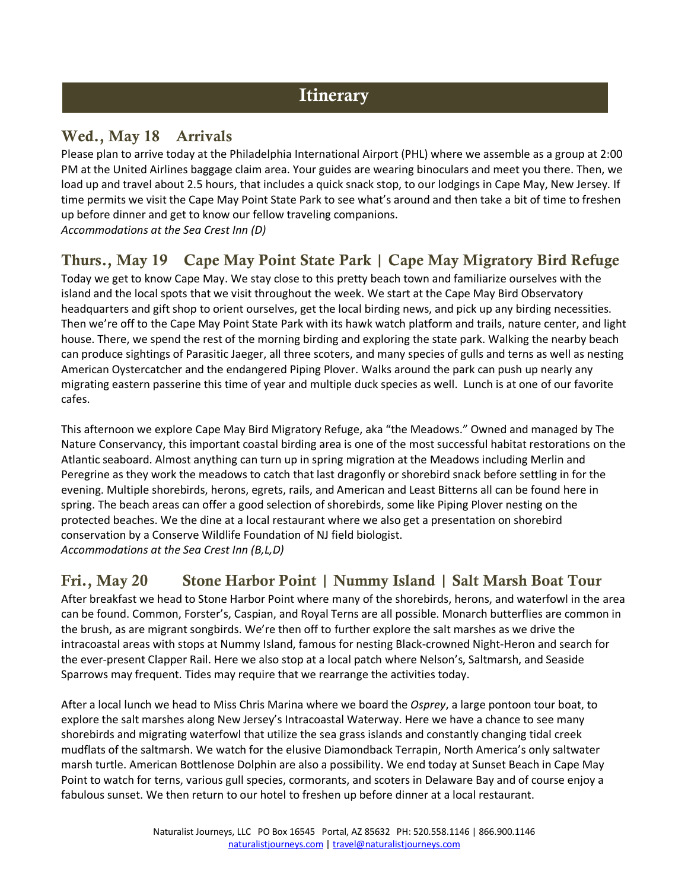# Itinerary

## Wed., May 18    Arrivals

Please plan to arrive today at the Philadelphia International Airport (PHL) where we assemble as a group at 2:00 PM at the United Airlines baggage claim area. Your guides are wearing binoculars and meet you there. Then, we load up and travel about 2.5 hours, that includes a quick snack stop, to our lodgings in Cape May, New Jersey. If time permits we visit the Cape May Point State Park to see what's around and then take a bit of time to freshen up before dinner and get to know our fellow traveling companions.
*Accommodations at the Sea Crest Inn (D)*

## Thurs., May 19    Cape May Point State Park | Cape May Migratory Bird Refuge

Today we get to know Cape May. We stay close to this pretty beach town and familiarize ourselves with the island and the local spots that we visit throughout the week. We start at the Cape May Bird Observatory headquarters and gift shop to orient ourselves, get the local birding news, and pick up any birding necessities. Then we're off to the Cape May Point State Park with its hawk watch platform and trails, nature center, and light house. There, we spend the rest of the morning birding and exploring the state park. Walking the nearby beach can produce sightings of Parasitic Jaeger, all three scoters, and many species of gulls and terns as well as nesting American Oystercatcher and the endangered Piping Plover. Walks around the park can push up nearly any migrating eastern passerine this time of year and multiple duck species as well. Lunch is at one of our favorite cafes.

This afternoon we explore Cape May Bird Migratory Refuge, aka "the Meadows." Owned and managed by The Nature Conservancy, this important coastal birding area is one of the most successful habitat restorations on the Atlantic seaboard. Almost anything can turn up in spring migration at the Meadows including Merlin and Peregrine as they work the meadows to catch that last dragonfly or shorebird snack before settling in for the evening. Multiple shorebirds, herons, egrets, rails, and American and Least Bitterns all can be found here in spring. The beach areas can offer a good selection of shorebirds, some like Piping Plover nesting on the protected beaches. We the dine at a local restaurant where we also get a presentation on shorebird conservation by a Conserve Wildlife Foundation of NJ field biologist.
*Accommodations at the Sea Crest Inn (B,L,D)*

## Fri., May 20    Stone Harbor Point | Nummy Island | Salt Marsh Boat Tour

After breakfast we head to Stone Harbor Point where many of the shorebirds, herons, and waterfowl in the area can be found. Common, Forster's, Caspian, and Royal Terns are all possible. Monarch butterflies are common in the brush, as are migrant songbirds. We're then off to further explore the salt marshes as we drive the intracoastal areas with stops at Nummy Island, famous for nesting Black-crowned Night-Heron and search for the ever-present Clapper Rail. Here we also stop at a local patch where Nelson's, Saltmarsh, and Seaside Sparrows may frequent. Tides may require that we rearrange the activities today.

After a local lunch we head to Miss Chris Marina where we board the *Osprey*, a large pontoon tour boat, to explore the salt marshes along New Jersey's Intracoastal Waterway. Here we have a chance to see many shorebirds and migrating waterfowl that utilize the sea grass islands and constantly changing tidal creek mudflats of the saltmarsh. We watch for the elusive Diamondback Terrapin, North America's only saltwater marsh turtle. American Bottlenose Dolphin are also a possibility. We end today at Sunset Beach in Cape May Point to watch for terns, various gull species, cormorants, and scoters in Delaware Bay and of course enjoy a fabulous sunset. We then return to our hotel to freshen up before dinner at a local restaurant.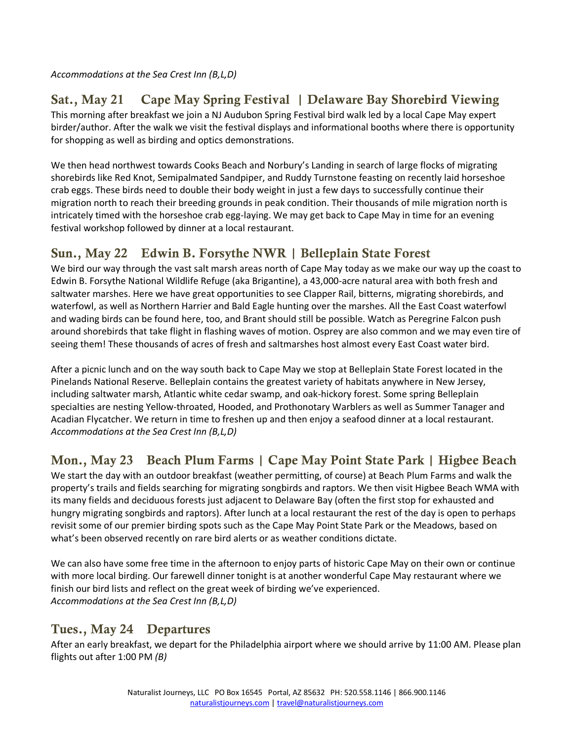*Accommodations at the Sea Crest Inn (B,L,D)*

## Sat., May 21 Cape May Spring Festival | Delaware Bay Shorebird Viewing

This morning after breakfast we join a NJ Audubon Spring Festival bird walk led by a local Cape May expert birder/author. After the walk we visit the festival displays and informational booths where there is opportunity for shopping as well as birding and optics demonstrations.

We then head northwest towards Cooks Beach and Norbury's Landing in search of large flocks of migrating shorebirds like Red Knot, Semipalmated Sandpiper, and Ruddy Turnstone feasting on recently laid horseshoe crab eggs. These birds need to double their body weight in just a few days to successfully continue their migration north to reach their breeding grounds in peak condition. Their thousands of mile migration north is intricately timed with the horseshoe crab egg-laying. We may get back to Cape May in time for an evening festival workshop followed by dinner at a local restaurant.

## Sun., May 22 Edwin B. Forsythe NWR | Belleplain State Forest

We bird our way through the vast salt marsh areas north of Cape May today as we make our way up the coast to Edwin B. Forsythe National Wildlife Refuge (aka Brigantine), a 43,000-acre natural area with both fresh and saltwater marshes. Here we have great opportunities to see Clapper Rail, bitterns, migrating shorebirds, and waterfowl, as well as Northern Harrier and Bald Eagle hunting over the marshes. All the East Coast waterfowl and wading birds can be found here, too, and Brant should still be possible. Watch as Peregrine Falcon push around shorebirds that take flight in flashing waves of motion. Osprey are also common and we may even tire of seeing them! These thousands of acres of fresh and saltmarshes host almost every East Coast water bird.

After a picnic lunch and on the way south back to Cape May we stop at Belleplain State Forest located in the Pinelands National Reserve. Belleplain contains the greatest variety of habitats anywhere in New Jersey, including saltwater marsh, Atlantic white cedar swamp, and oak-hickory forest. Some spring Belleplain specialties are nesting Yellow-throated, Hooded, and Prothonotary Warblers as well as Summer Tanager and Acadian Flycatcher. We return in time to freshen up and then enjoy a seafood dinner at a local restaurant.
*Accommodations at the Sea Crest Inn (B,L,D)*

## Mon., May 23 Beach Plum Farms | Cape May Point State Park | Higbee Beach

We start the day with an outdoor breakfast (weather permitting, of course) at Beach Plum Farms and walk the property's trails and fields searching for migrating songbirds and raptors. We then visit Higbee Beach WMA with its many fields and deciduous forests just adjacent to Delaware Bay (often the first stop for exhausted and hungry migrating songbirds and raptors). After lunch at a local restaurant the rest of the day is open to perhaps revisit some of our premier birding spots such as the Cape May Point State Park or the Meadows, based on what's been observed recently on rare bird alerts or as weather conditions dictate.

We can also have some free time in the afternoon to enjoy parts of historic Cape May on their own or continue with more local birding. Our farewell dinner tonight is at another wonderful Cape May restaurant where we finish our bird lists and reflect on the great week of birding we've experienced.
*Accommodations at the Sea Crest Inn (B,L,D)*

## Tues., May 24 Departures

After an early breakfast, we depart for the Philadelphia airport where we should arrive by 11:00 AM. Please plan flights out after 1:00 PM *(B)*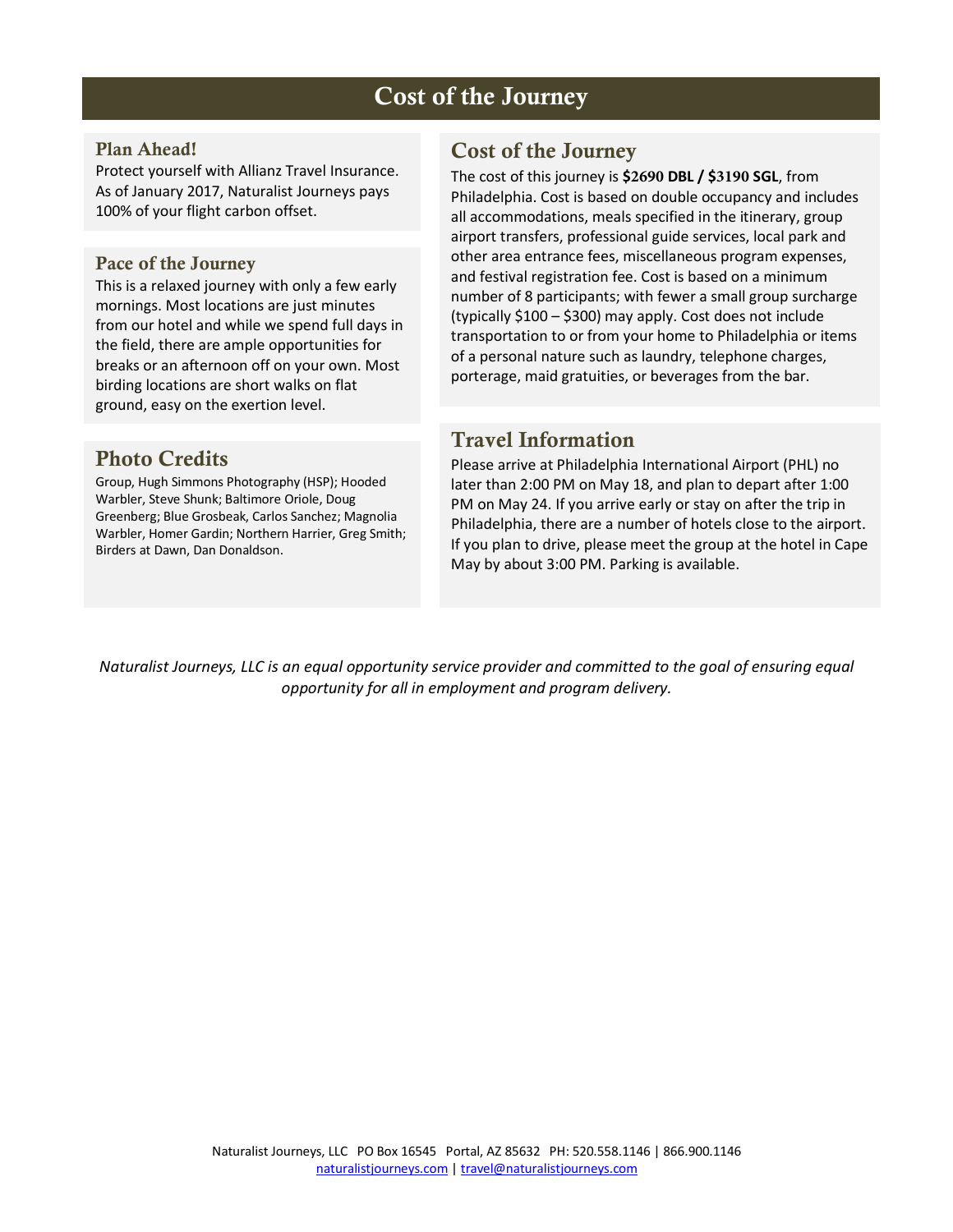# Cost of the Journey

### Plan Ahead!

Protect yourself with Allianz Travel Insurance. As of January 2017, Naturalist Journeys pays 100% of your flight carbon offset.

### Pace of the Journey

This is a relaxed journey with only a few early mornings. Most locations are just minutes from our hotel and while we spend full days in the field, there are ample opportunities for breaks or an afternoon off on your own. Most birding locations are short walks on flat ground, easy on the exertion level.

## Photo Credits

Group, Hugh Simmons Photography (HSP); Hooded Warbler, Steve Shunk; Baltimore Oriole, Doug Greenberg; Blue Grosbeak, Carlos Sanchez; Magnolia Warbler, Homer Gardin; Northern Harrier, Greg Smith; Birders at Dawn, Dan Donaldson.

## Cost of the Journey

The cost of this journey is **$2690 DBL / $3190 SGL**, from Philadelphia. Cost is based on double occupancy and includes all accommodations, meals specified in the itinerary, group airport transfers, professional guide services, local park and other area entrance fees, miscellaneous program expenses, and festival registration fee. Cost is based on a minimum number of 8 participants; with fewer a small group surcharge (typically $100 – $300) may apply. Cost does not include transportation to or from your home to Philadelphia or items of a personal nature such as laundry, telephone charges, porterage, maid gratuities, or beverages from the bar.

## Travel Information

Please arrive at Philadelphia International Airport (PHL) no later than 2:00 PM on May 18, and plan to depart after 1:00 PM on May 24. If you arrive early or stay on after the trip in Philadelphia, there are a number of hotels close to the airport. If you plan to drive, please meet the group at the hotel in Cape May by about 3:00 PM. Parking is available.

*Naturalist Journeys, LLC is an equal opportunity service provider and committed to the goal of ensuring equal opportunity for all in employment and program delivery.*